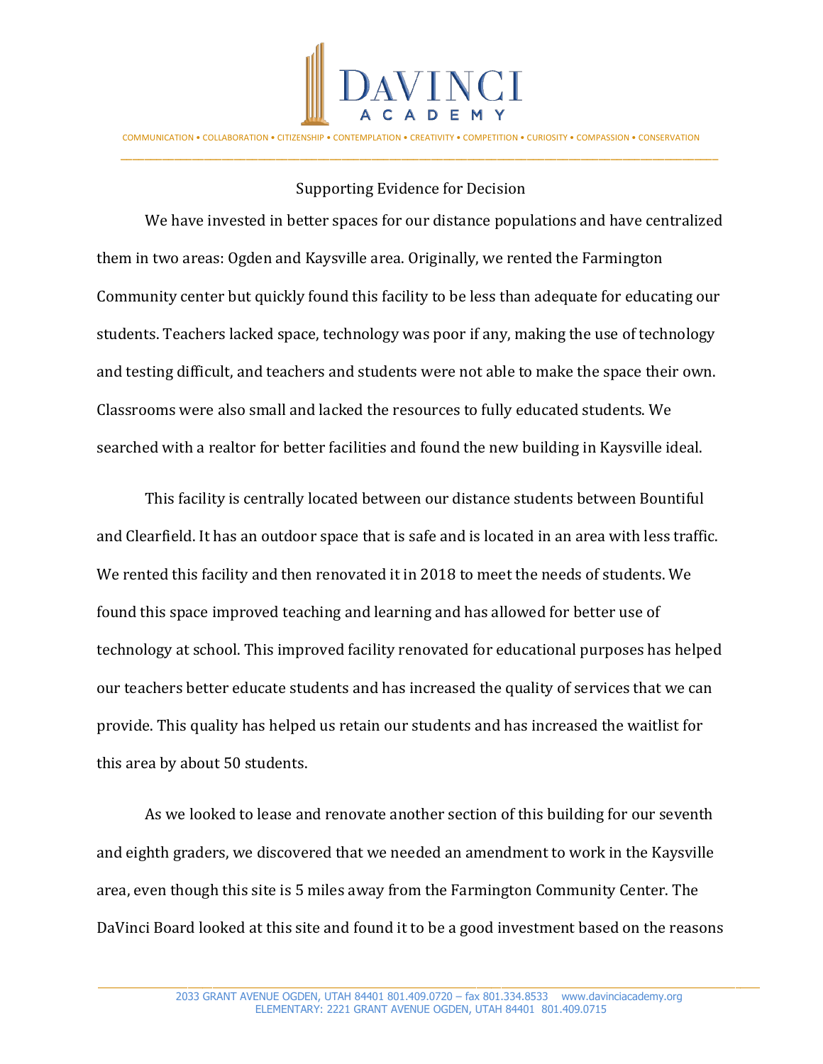# DaVinci Academy

COMMUNICATION • COLLABORATION • CITIZENSHIP • CONTEMPLATION • CREATIVITY • COMPETITION • CURIOSITY • COMPASSION • CONSERVATION

## Supporting Evidence for Decision

We have invested in better spaces for our distance populations and have centralized them in two areas: Ogden and Kaysville area. Originally, we rented the Farmington Community center but quickly found this facility to be less than adequate for educating our students. Teachers lacked space, technology was poor if any, making the use of technology and testing difficult, and teachers and students were not able to make the space their own. Classrooms were also small and lacked the resources to fully educated students. We searched with a realtor for better facilities and found the new building in Kaysville ideal.

This facility is centrally located between our distance students between Bountiful and Clearfield. It has an outdoor space that is safe and is located in an area with less traffic. We rented this facility and then renovated it in 2018 to meet the needs of students. We found this space improved teaching and learning and has allowed for better use of technology at school. This improved facility renovated for educational purposes has helped our teachers better educate students and has increased the quality of services that we can provide. This quality has helped us retain our students and has increased the waitlist for this area by about 50 students.

As we looked to lease and renovate another section of this building for our seventh and eighth graders, we discovered that we needed an amendment to work in the Kaysville area, even though this site is 5 miles away from the Farmington Community Center. The DaVinci Board looked at this site and found it to be a good investment based on the reasons

2033 GRANT AVENUE OGDEN, UTAH 84401 801.409.0720 – fax 801.334.8533 www.davinciacademy.org
ELEMENTARY: 2221 GRANT AVENUE OGDEN, UTAH 84401 801.409.0715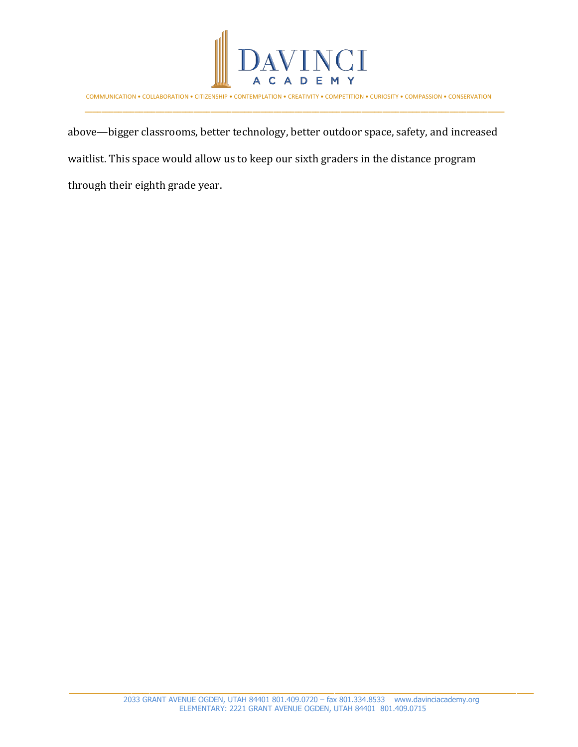above—bigger classrooms, better technology, better outdoor space, safety, and increased waitlist. This space would allow us to keep our sixth graders in the distance program through their eighth grade year.